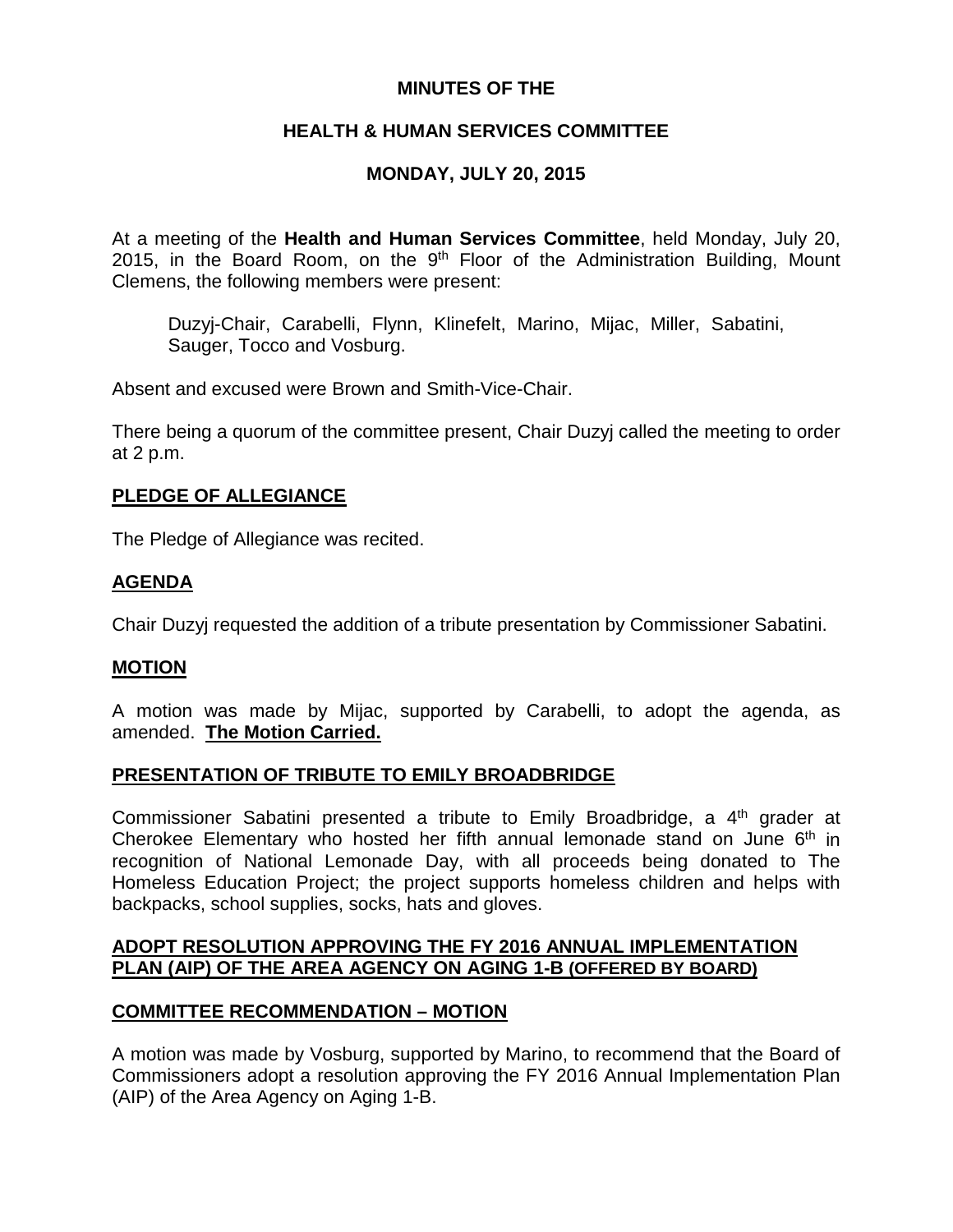# MINUTES OF THE

## HEALTH & HUMAN SERVICES COMMITTEE

## MONDAY, JULY 20, 2015

At a meeting of the **Health and Human Services Committee**, held Monday, July 20, 2015, in the Board Room, on the 9th Floor of the Administration Building, Mount Clemens, the following members were present:

Duzyj-Chair, Carabelli, Flynn, Klinefelt, Marino, Mijac, Miller, Sabatini, Sauger, Tocco and Vosburg.

Absent and excused were Brown and Smith-Vice-Chair.

There being a quorum of the committee present, Chair Duzyj called the meeting to order at 2 p.m.

**PLEDGE OF ALLEGIANCE**

The Pledge of Allegiance was recited.

**AGENDA**

Chair Duzyj requested the addition of a tribute presentation by Commissioner Sabatini.

**MOTION**

A motion was made by Mijac, supported by Carabelli, to adopt the agenda, as amended. **The Motion Carried.**

**PRESENTATION OF TRIBUTE TO EMILY BROADBRIDGE**

Commissioner Sabatini presented a tribute to Emily Broadbridge, a 4th grader at Cherokee Elementary who hosted her fifth annual lemonade stand on June 6th in recognition of National Lemonade Day, with all proceeds being donated to The Homeless Education Project; the project supports homeless children and helps with backpacks, school supplies, socks, hats and gloves.

**ADOPT RESOLUTION APPROVING THE FY 2016 ANNUAL IMPLEMENTATION PLAN (AIP) OF THE AREA AGENCY ON AGING 1-B (OFFERED BY BOARD)**

**COMMITTEE RECOMMENDATION – MOTION**

A motion was made by Vosburg, supported by Marino, to recommend that the Board of Commissioners adopt a resolution approving the FY 2016 Annual Implementation Plan (AIP) of the Area Agency on Aging 1-B.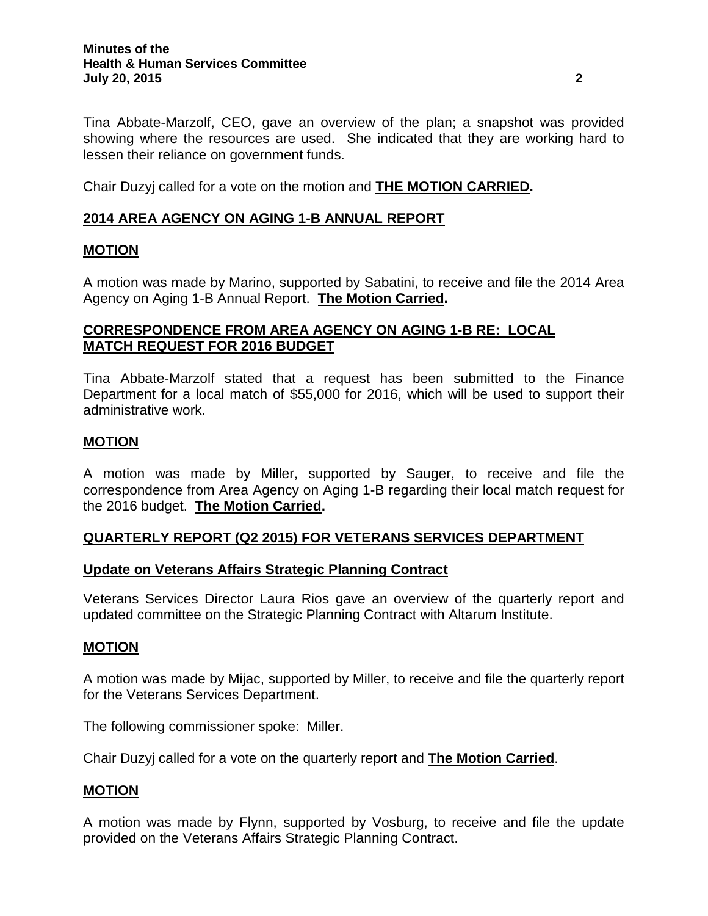Tina Abbate-Marzolf, CEO, gave an overview of the plan; a snapshot was provided showing where the resources are used. She indicated that they are working hard to lessen their reliance on government funds.

Chair Duzyj called for a vote on the motion and **THE MOTION CARRIED.**

## 2014 AREA AGENCY ON AGING 1-B ANNUAL REPORT

### MOTION

A motion was made by Marino, supported by Sabatini, to receive and file the 2014 Area Agency on Aging 1-B Annual Report. **The Motion Carried.**

## CORRESPONDENCE FROM AREA AGENCY ON AGING 1-B RE: LOCAL MATCH REQUEST FOR 2016 BUDGET

Tina Abbate-Marzolf stated that a request has been submitted to the Finance Department for a local match of $55,000 for 2016, which will be used to support their administrative work.

### MOTION

A motion was made by Miller, supported by Sauger, to receive and file the correspondence from Area Agency on Aging 1-B regarding their local match request for the 2016 budget. **The Motion Carried.**

## QUARTERLY REPORT (Q2 2015) FOR VETERANS SERVICES DEPARTMENT

### Update on Veterans Affairs Strategic Planning Contract

Veterans Services Director Laura Rios gave an overview of the quarterly report and updated committee on the Strategic Planning Contract with Altarum Institute.

### MOTION

A motion was made by Mijac, supported by Miller, to receive and file the quarterly report for the Veterans Services Department.

The following commissioner spoke: Miller.

Chair Duzyj called for a vote on the quarterly report and **The Motion Carried**.

### MOTION

A motion was made by Flynn, supported by Vosburg, to receive and file the update provided on the Veterans Affairs Strategic Planning Contract.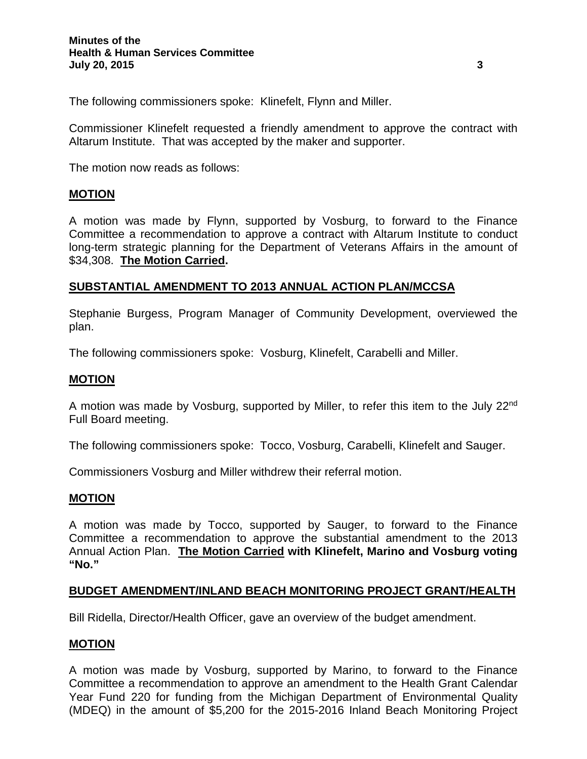The following commissioners spoke: Klinefelt, Flynn and Miller.

Commissioner Klinefelt requested a friendly amendment to approve the contract with Altarum Institute. That was accepted by the maker and supporter.

The motion now reads as follows:

**MOTION**

A motion was made by Flynn, supported by Vosburg, to forward to the Finance Committee a recommendation to approve a contract with Altarum Institute to conduct long-term strategic planning for the Department of Veterans Affairs in the amount of $34,308. **The Motion Carried.**

**SUBSTANTIAL AMENDMENT TO 2013 ANNUAL ACTION PLAN/MCCSA**

Stephanie Burgess, Program Manager of Community Development, overviewed the plan.

The following commissioners spoke: Vosburg, Klinefelt, Carabelli and Miller.

**MOTION**

A motion was made by Vosburg, supported by Miller, to refer this item to the July 22nd Full Board meeting.

The following commissioners spoke: Tocco, Vosburg, Carabelli, Klinefelt and Sauger.

Commissioners Vosburg and Miller withdrew their referral motion.

**MOTION**

A motion was made by Tocco, supported by Sauger, to forward to the Finance Committee a recommendation to approve the substantial amendment to the 2013 Annual Action Plan. **The Motion Carried with Klinefelt, Marino and Vosburg voting "No."**

**BUDGET AMENDMENT/INLAND BEACH MONITORING PROJECT GRANT/HEALTH**

Bill Ridella, Director/Health Officer, gave an overview of the budget amendment.

**MOTION**

A motion was made by Vosburg, supported by Marino, to forward to the Finance Committee a recommendation to approve an amendment to the Health Grant Calendar Year Fund 220 for funding from the Michigan Department of Environmental Quality (MDEQ) in the amount of $5,200 for the 2015-2016 Inland Beach Monitoring Project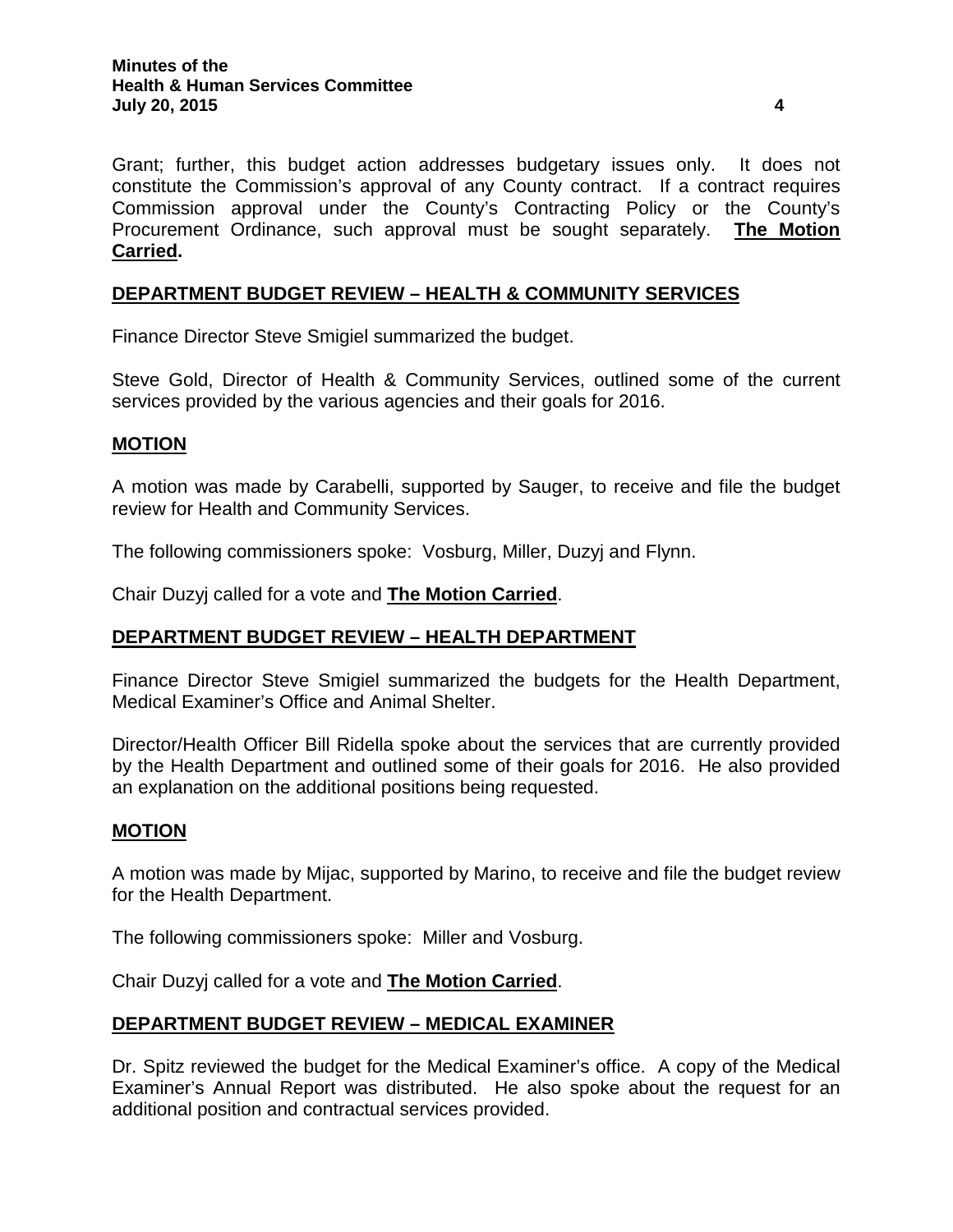Grant; further, this budget action addresses budgetary issues only. It does not constitute the Commission's approval of any County contract. If a contract requires Commission approval under the County's Contracting Policy or the County's Procurement Ordinance, such approval must be sought separately. **The Motion Carried.**

## DEPARTMENT BUDGET REVIEW – HEALTH & COMMUNITY SERVICES

Finance Director Steve Smigiel summarized the budget.

Steve Gold, Director of Health & Community Services, outlined some of the current services provided by the various agencies and their goals for 2016.

### MOTION

A motion was made by Carabelli, supported by Sauger, to receive and file the budget review for Health and Community Services.

The following commissioners spoke: Vosburg, Miller, Duzyj and Flynn.

Chair Duzyj called for a vote and **The Motion Carried**.

## DEPARTMENT BUDGET REVIEW – HEALTH DEPARTMENT

Finance Director Steve Smigiel summarized the budgets for the Health Department, Medical Examiner's Office and Animal Shelter.

Director/Health Officer Bill Ridella spoke about the services that are currently provided by the Health Department and outlined some of their goals for 2016. He also provided an explanation on the additional positions being requested.

### MOTION

A motion was made by Mijac, supported by Marino, to receive and file the budget review for the Health Department.

The following commissioners spoke: Miller and Vosburg.

Chair Duzyj called for a vote and **The Motion Carried**.

## DEPARTMENT BUDGET REVIEW – MEDICAL EXAMINER

Dr. Spitz reviewed the budget for the Medical Examiner's office. A copy of the Medical Examiner's Annual Report was distributed. He also spoke about the request for an additional position and contractual services provided.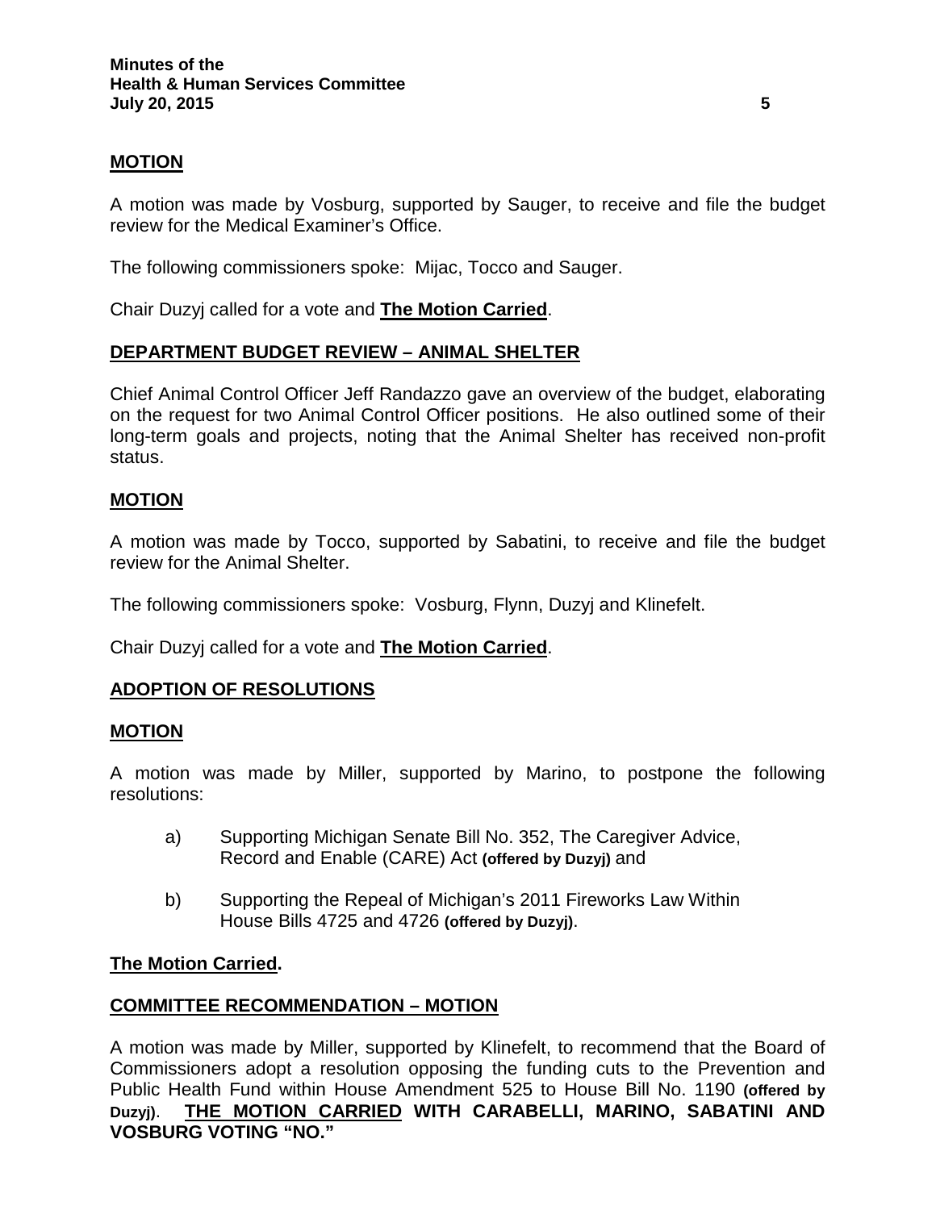**MOTION**

A motion was made by Vosburg, supported by Sauger, to receive and file the budget review for the Medical Examiner's Office.

The following commissioners spoke: Mijac, Tocco and Sauger.

Chair Duzyj called for a vote and **The Motion Carried**.

**DEPARTMENT BUDGET REVIEW – ANIMAL SHELTER**

Chief Animal Control Officer Jeff Randazzo gave an overview of the budget, elaborating on the request for two Animal Control Officer positions. He also outlined some of their long-term goals and projects, noting that the Animal Shelter has received non-profit status.

**MOTION**

A motion was made by Tocco, supported by Sabatini, to receive and file the budget review for the Animal Shelter.

The following commissioners spoke: Vosburg, Flynn, Duzyj and Klinefelt.

Chair Duzyj called for a vote and **The Motion Carried**.

**ADOPTION OF RESOLUTIONS**

**MOTION**

A motion was made by Miller, supported by Marino, to postpone the following resolutions:

a) Supporting Michigan Senate Bill No. 352, The Caregiver Advice, Record and Enable (CARE) Act **(offered by Duzyj)** and

b) Supporting the Repeal of Michigan's 2011 Fireworks Law Within House Bills 4725 and 4726 **(offered by Duzyj)**.

**The Motion Carried.**

**COMMITTEE RECOMMENDATION – MOTION**

A motion was made by Miller, supported by Klinefelt, to recommend that the Board of Commissioners adopt a resolution opposing the funding cuts to the Prevention and Public Health Fund within House Amendment 525 to House Bill No. 1190 **(offered by Duzyj)**. **THE MOTION CARRIED WITH CARABELLI, MARINO, SABATINI AND VOSBURG VOTING "NO."**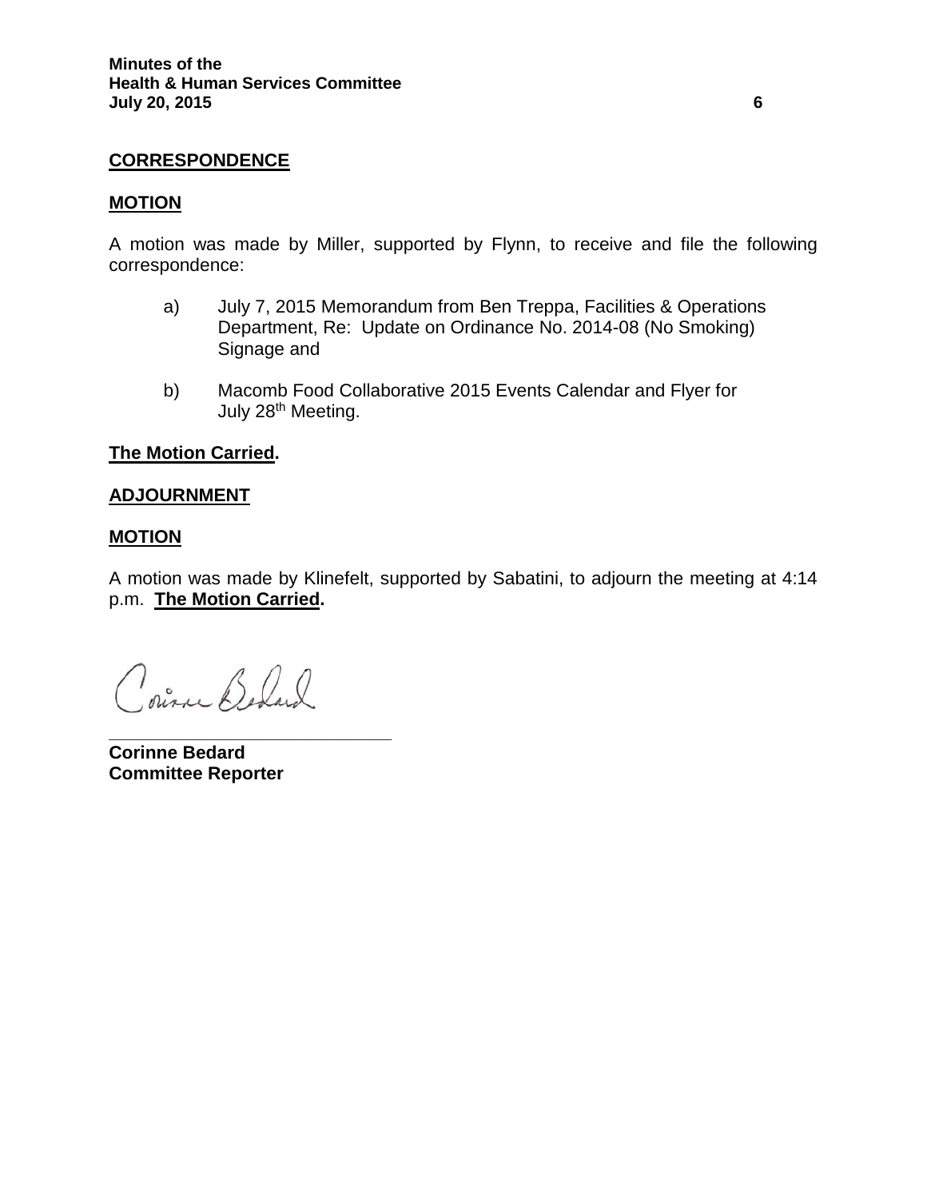**CORRESPONDENCE**

**MOTION**

A motion was made by Miller, supported by Flynn, to receive and file the following correspondence:

a) July 7, 2015 Memorandum from Ben Treppa, Facilities & Operations Department, Re: Update on Ordinance No. 2014-08 (No Smoking) Signage and

b) Macomb Food Collaborative 2015 Events Calendar and Flyer for July 28th Meeting.

**The Motion Carried.**

**ADJOURNMENT**

**MOTION**

A motion was made by Klinefelt, supported by Sabatini, to adjourn the meeting at 4:14 p.m. **The Motion Carried.**

Corinne Bedard

______________________________

**Corinne Bedard**
**Committee Reporter**